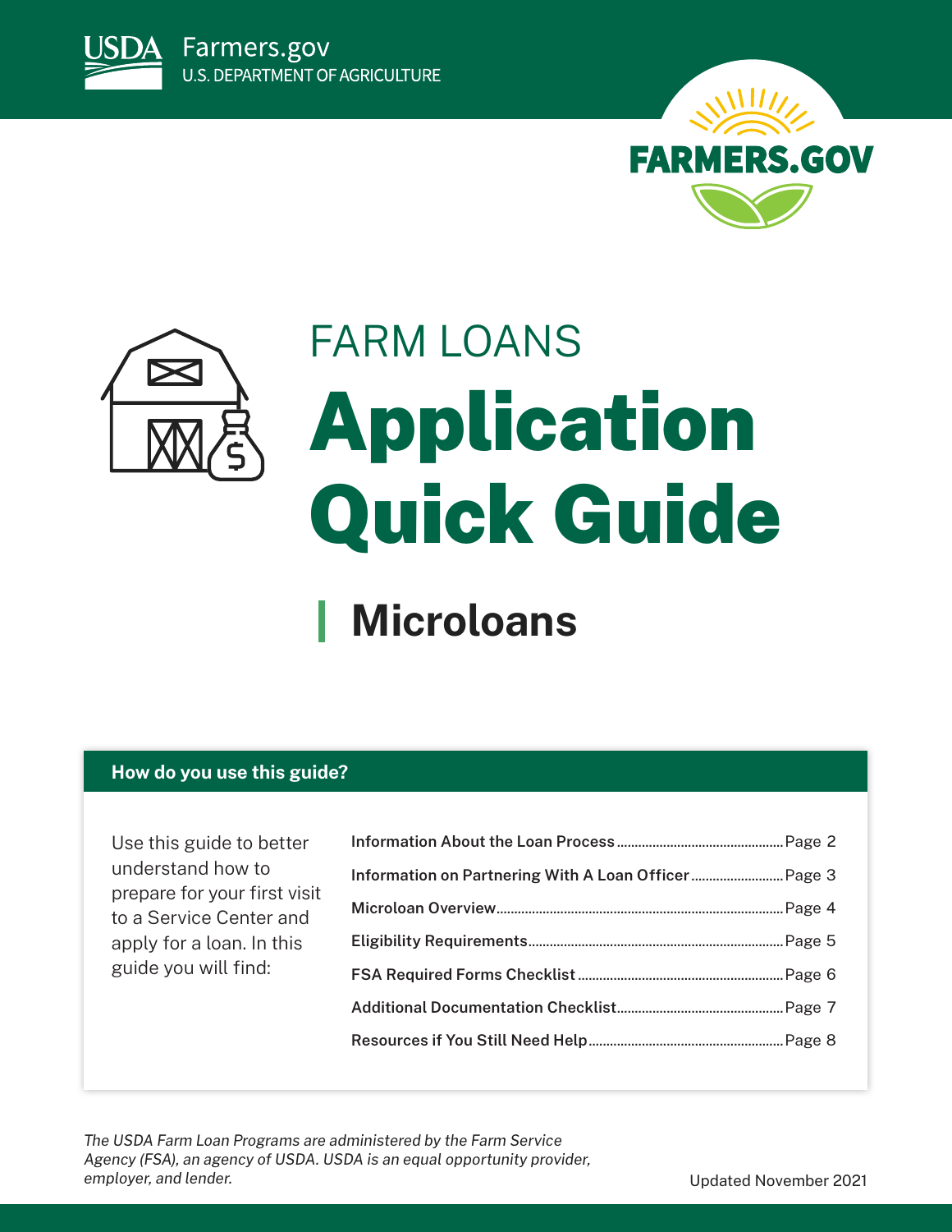USDA Farmers.gov
U.S. DEPARTMENT OF AGRICULTURE

FARMERS.GOV

FARM LOANS

# Application Quick Guide

## Microloans

### How do you use this guide?

Use this guide to better understand how to prepare for your first visit to a Service Center and apply for a loan. In this guide you will find:

- **Information About the Loan Process** ........ Page 2
- **Information on Partnering With A Loan Officer** ........ Page 3
- **Microloan Overview** ........ Page 4
- **Eligibility Requirements** ........ Page 5
- **FSA Required Forms Checklist** ........ Page 6
- **Additional Documentation Checklist** ........ Page 7
- **Resources if You Still Need Help** ........ Page 8

*The USDA Farm Loan Programs are administered by the Farm Service Agency (FSA), an agency of USDA. USDA is an equal opportunity provider, employer, and lender.*

Updated November 2021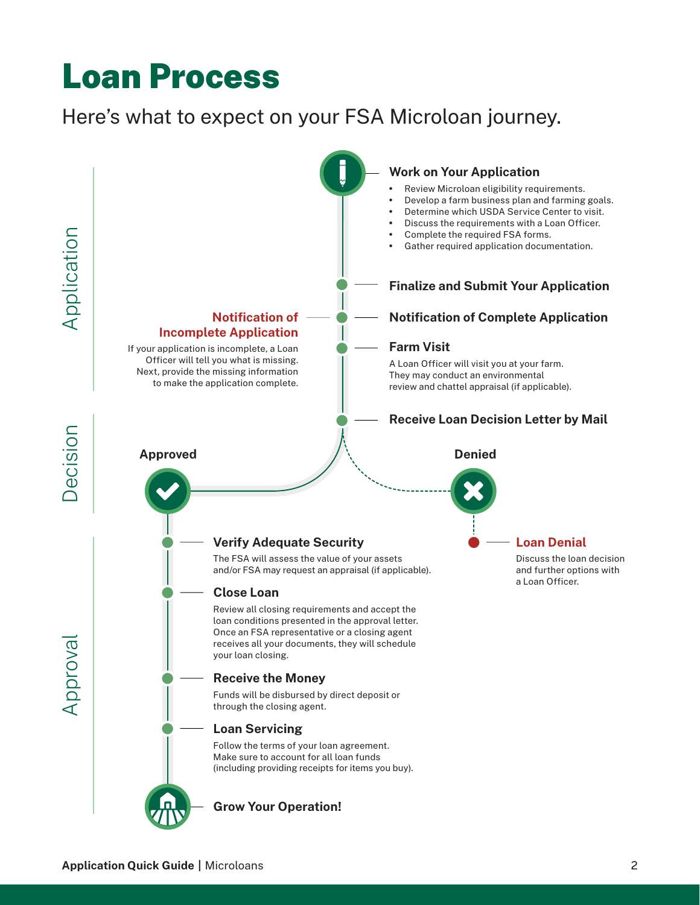# Loan Process

Here's what to expect on your FSA Microloan journey.

## Application

### Work on Your Application

- Review Microloan eligibility requirements.
- Develop a farm business plan and farming goals.
- Determine which USDA Service Center to visit.
- Discuss the requirements with a Loan Officer.
- Complete the required FSA forms.
- Gather required application documentation.

### Finalize and Submit Your Application

### Notification of Complete Application

### Notification of Incomplete Application

If your application is incomplete, a Loan Officer will tell you what is missing. Next, provide the missing information to make the application complete.

### Farm Visit

A Loan Officer will visit you at your farm. They may conduct an environmental review and chattel appraisal (if applicable).

## Decision

### Receive Loan Decision Letter by Mail

**Approved**

**Denied**

### Loan Denial

Discuss the loan decision and further options with a Loan Officer.

## Approval

### Verify Adequate Security

The FSA will assess the value of your assets and/or FSA may request an appraisal (if applicable).

### Close Loan

Review all closing requirements and accept the loan conditions presented in the approval letter. Once an FSA representative or a closing agent receives all your documents, they will schedule your loan closing.

### Receive the Money

Funds will be disbursed by direct deposit or through the closing agent.

### Loan Servicing

Follow the terms of your loan agreement. Make sure to account for all loan funds (including providing receipts for items you buy).

### Grow Your Operation!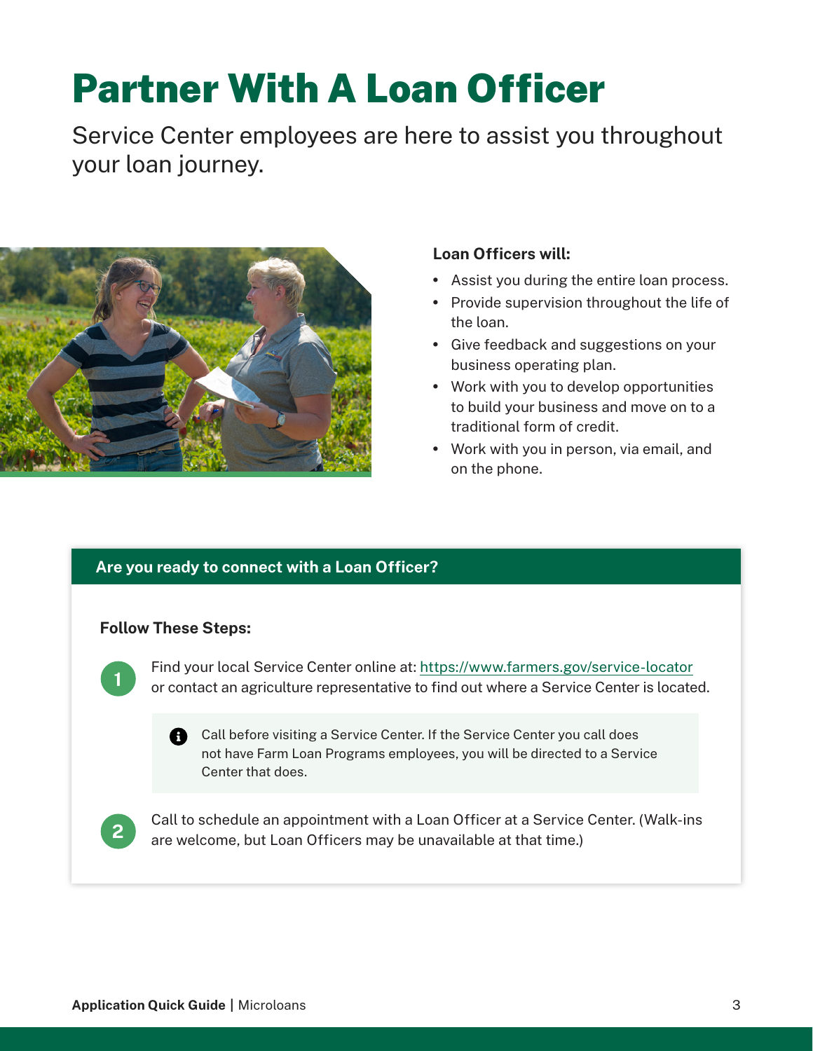# Partner With A Loan Officer

Service Center employees are here to assist you throughout your loan journey.

**Loan Officers will:**

- Assist you during the entire loan process.
- Provide supervision throughout the life of the loan.
- Give feedback and suggestions on your business operating plan.
- Work with you to develop opportunities to build your business and move on to a traditional form of credit.
- Work with you in person, via email, and on the phone.

## Are you ready to connect with a Loan Officer?

**Follow These Steps:**

1. Find your local Service Center online at: https://www.farmers.gov/service-locator or contact an agriculture representative to find out where a Service Center is located.

   > Call before visiting a Service Center. If the Service Center you call does not have Farm Loan Programs employees, you will be directed to a Service Center that does.

2. Call to schedule an appointment with a Loan Officer at a Service Center. (Walk-ins are welcome, but Loan Officers may be unavailable at that time.)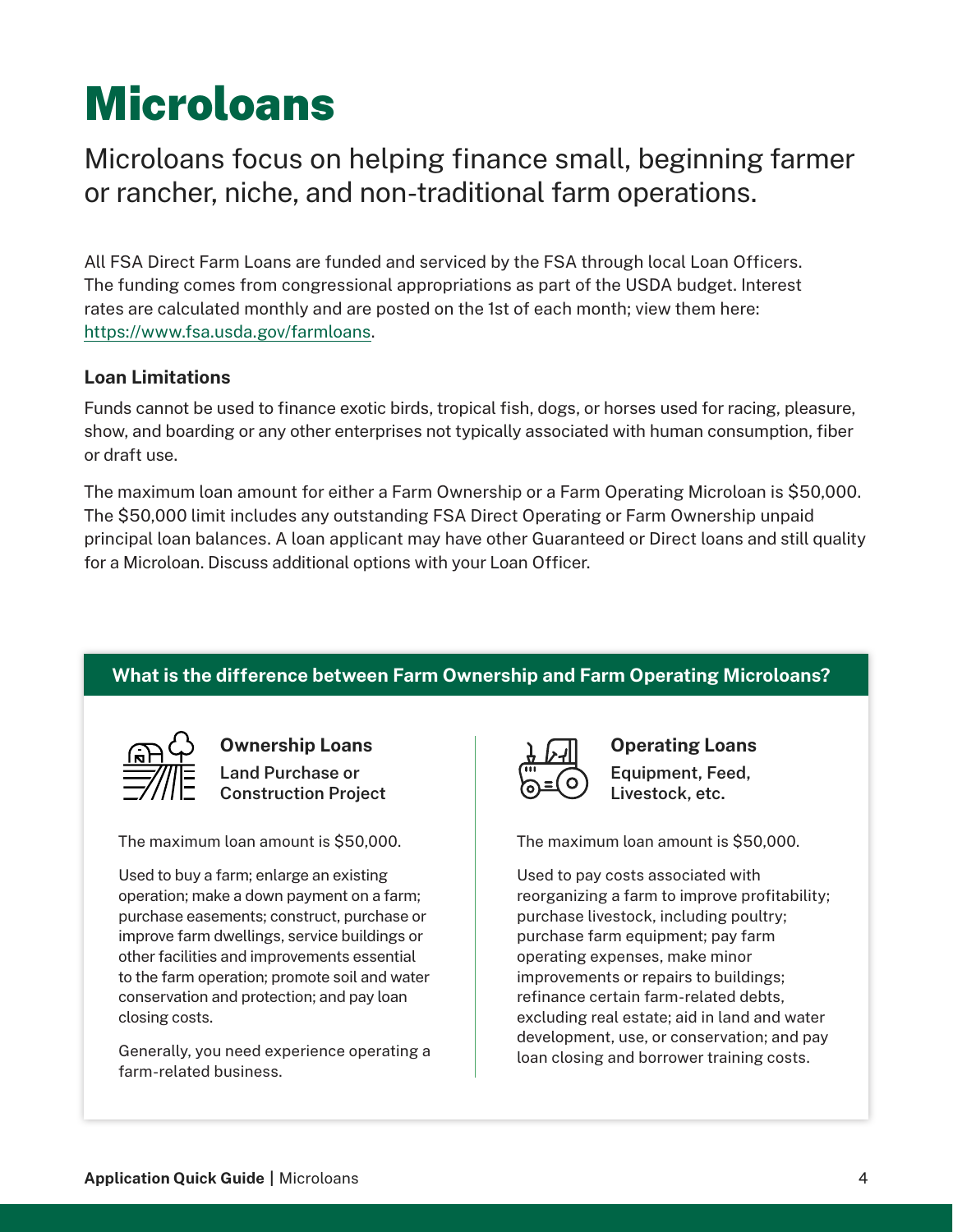# Microloans

Microloans focus on helping finance small, beginning farmer or rancher, niche, and non-traditional farm operations.

All FSA Direct Farm Loans are funded and serviced by the FSA through local Loan Officers. The funding comes from congressional appropriations as part of the USDA budget. Interest rates are calculated monthly and are posted on the 1st of each month; view them here: https://www.fsa.usda.gov/farmloans.

### Loan Limitations

Funds cannot be used to finance exotic birds, tropical fish, dogs, or horses used for racing, pleasure, show, and boarding or any other enterprises not typically associated with human consumption, fiber or draft use.

The maximum loan amount for either a Farm Ownership or a Farm Operating Microloan is $50,000. The $50,000 limit includes any outstanding FSA Direct Operating or Farm Ownership unpaid principal loan balances. A loan applicant may have other Guaranteed or Direct loans and still quality for a Microloan. Discuss additional options with your Loan Officer.

## What is the difference between Farm Ownership and Farm Operating Microloans?

### Ownership Loans

**Land Purchase or Construction Project**

The maximum loan amount is $50,000.

Used to buy a farm; enlarge an existing operation; make a down payment on a farm; purchase easements; construct, purchase or improve farm dwellings, service buildings or other facilities and improvements essential to the farm operation; promote soil and water conservation and protection; and pay loan closing costs.

Generally, you need experience operating a farm-related business.

### Operating Loans

**Equipment, Feed, Livestock, etc.**

The maximum loan amount is $50,000.

Used to pay costs associated with reorganizing a farm to improve profitability; purchase livestock, including poultry; purchase farm equipment; pay farm operating expenses, make minor improvements or repairs to buildings; refinance certain farm-related debts, excluding real estate; aid in land and water development, use, or conservation; and pay loan closing and borrower training costs.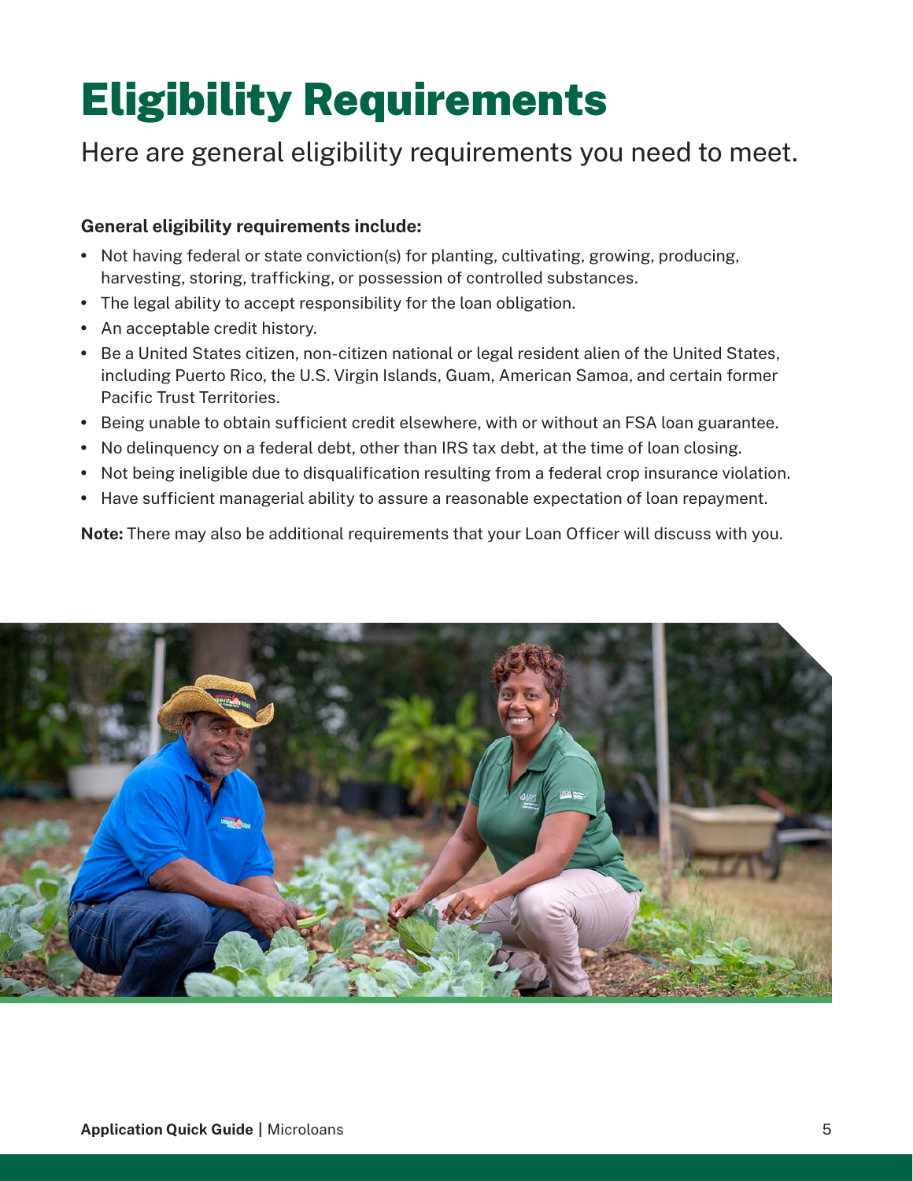# Eligibility Requirements

Here are general eligibility requirements you need to meet.

**General eligibility requirements include:**

- Not having federal or state conviction(s) for planting, cultivating, growing, producing, harvesting, storing, trafficking, or possession of controlled substances.
- The legal ability to accept responsibility for the loan obligation.
- An acceptable credit history.
- Be a United States citizen, non-citizen national or legal resident alien of the United States, including Puerto Rico, the U.S. Virgin Islands, Guam, American Samoa, and certain former Pacific Trust Territories.
- Being unable to obtain sufficient credit elsewhere, with or without an FSA loan guarantee.
- No delinquency on a federal debt, other than IRS tax debt, at the time of loan closing.
- Not being ineligible due to disqualification resulting from a federal crop insurance violation.
- Have sufficient managerial ability to assure a reasonable expectation of loan repayment.

**Note:** There may also be additional requirements that your Loan Officer will discuss with you.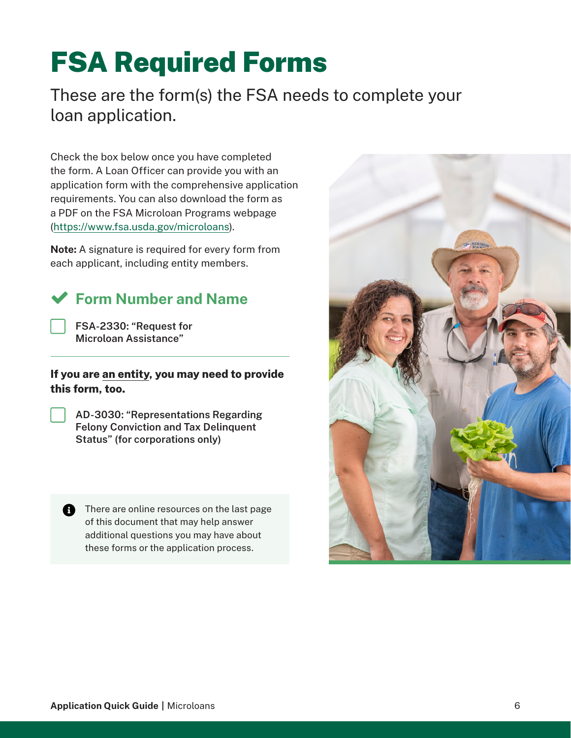# FSA Required Forms

These are the form(s) the FSA needs to complete your loan application.

Check the box below once you have completed the form. A Loan Officer can provide you with an application form with the comprehensive application requirements. You can also download the form as a PDF on the FSA Microloan Programs webpage (https://www.fsa.usda.gov/microloans).

**Note:** A signature is required for every form from each applicant, including entity members.

## ✔ Form Number and Name

- [ ] FSA-2330: "Request for Microloan Assistance"

---

**If you are an entity, you may need to provide this form, too.**

- [ ] AD-3030: "Representations Regarding Felony Conviction and Tax Delinquent Status" (for corporations only)

> There are online resources on the last page of this document that may help answer additional questions you may have about these forms or the application process.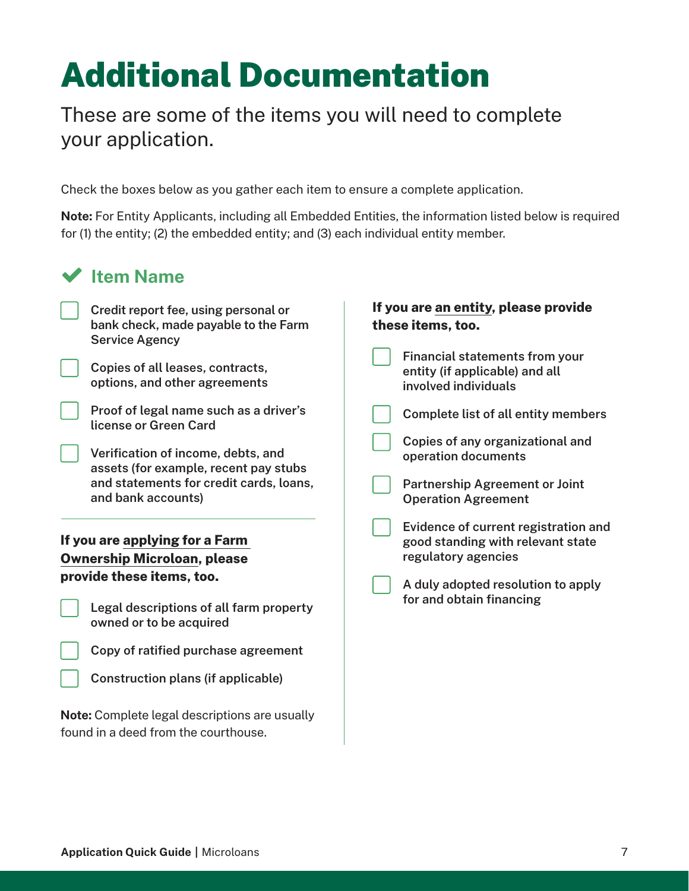# Additional Documentation

These are some of the items you will need to complete your application.

Check the boxes below as you gather each item to ensure a complete application.

**Note:** For Entity Applicants, including all Embedded Entities, the information listed below is required for (1) the entity; (2) the embedded entity; and (3) each individual entity member.

## Item Name

- [ ] Credit report fee, using personal or bank check, made payable to the Farm Service Agency
- [ ] Copies of all leases, contracts, options, and other agreements
- [ ] Proof of legal name such as a driver's license or Green Card
- [ ] Verification of income, debts, and assets (for example, recent pay stubs and statements for credit cards, loans, and bank accounts)

**If you are applying for a Farm Ownership Microloan, please provide these items, too.**

- [ ] Legal descriptions of all farm property owned or to be acquired
- [ ] Copy of ratified purchase agreement
- [ ] Construction plans (if applicable)

**Note:** Complete legal descriptions are usually found in a deed from the courthouse.

**If you are an entity, please provide these items, too.**

- [ ] Financial statements from your entity (if applicable) and all involved individuals
- [ ] Complete list of all entity members
- [ ] Copies of any organizational and operation documents
- [ ] Partnership Agreement or Joint Operation Agreement
- [ ] Evidence of current registration and good standing with relevant state regulatory agencies
- [ ] A duly adopted resolution to apply for and obtain financing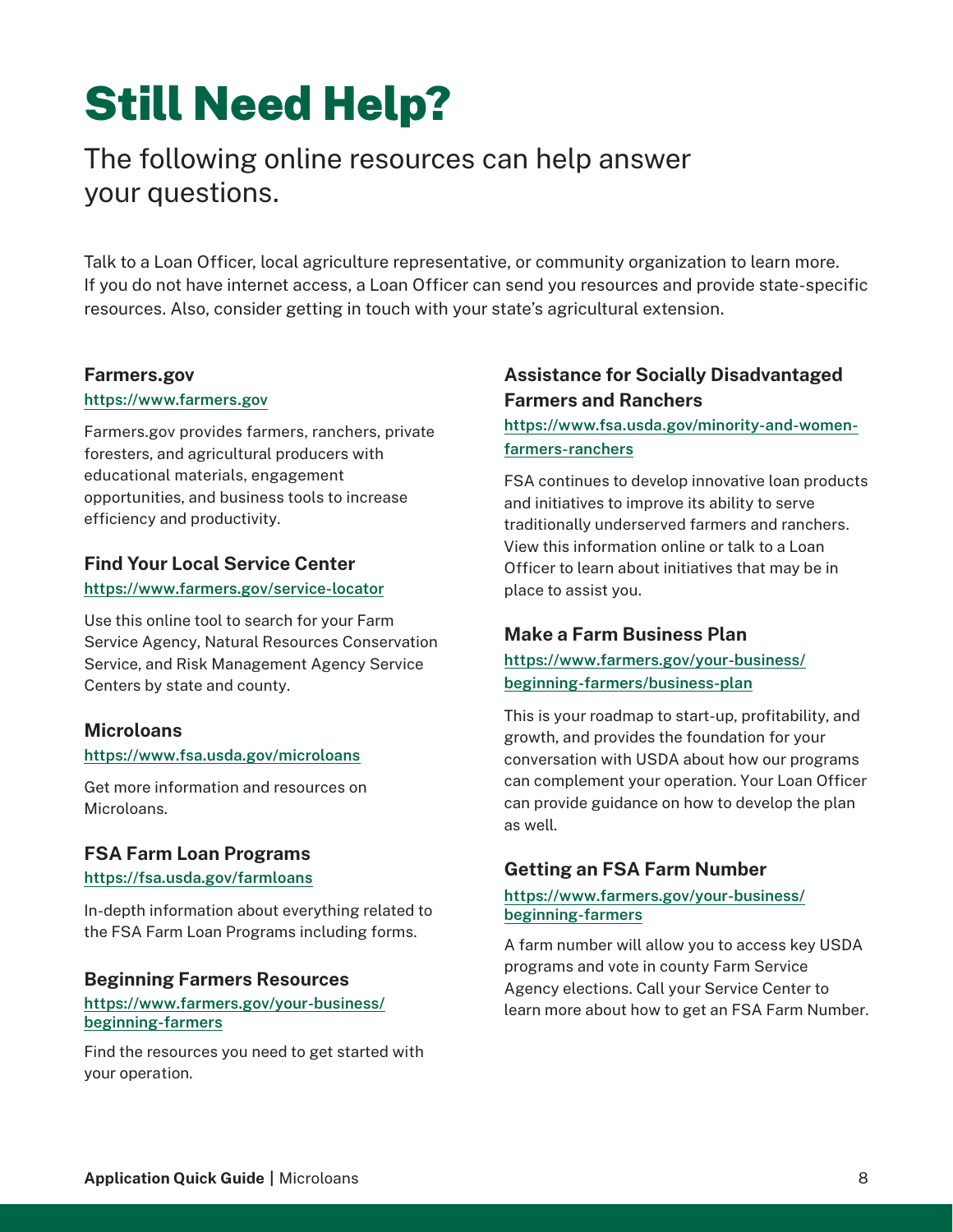# Still Need Help?

The following online resources can help answer your questions.

Talk to a Loan Officer, local agriculture representative, or community organization to learn more. If you do not have internet access, a Loan Officer can send you resources and provide state-specific resources. Also, consider getting in touch with your state's agricultural extension.

### Farmers.gov

https://www.farmers.gov

Farmers.gov provides farmers, ranchers, private foresters, and agricultural producers with educational materials, engagement opportunities, and business tools to increase efficiency and productivity.

### Find Your Local Service Center

https://www.farmers.gov/service-locator

Use this online tool to search for your Farm Service Agency, Natural Resources Conservation Service, and Risk Management Agency Service Centers by state and county.

### Microloans

https://www.fsa.usda.gov/microloans

Get more information and resources on Microloans.

### FSA Farm Loan Programs

https://fsa.usda.gov/farmloans

In-depth information about everything related to the FSA Farm Loan Programs including forms.

### Beginning Farmers Resources

https://www.farmers.gov/your-business/beginning-farmers

Find the resources you need to get started with your operation.

### Assistance for Socially Disadvantaged Farmers and Ranchers

https://www.fsa.usda.gov/minority-and-women-farmers-ranchers

FSA continues to develop innovative loan products and initiatives to improve its ability to serve traditionally underserved farmers and ranchers. View this information online or talk to a Loan Officer to learn about initiatives that may be in place to assist you.

### Make a Farm Business Plan

https://www.farmers.gov/your-business/beginning-farmers/business-plan

This is your roadmap to start-up, profitability, and growth, and provides the foundation for your conversation with USDA about how our programs can complement your operation. Your Loan Officer can provide guidance on how to develop the plan as well.

### Getting an FSA Farm Number

https://www.farmers.gov/your-business/beginning-farmers

A farm number will allow you to access key USDA programs and vote in county Farm Service Agency elections. Call your Service Center to learn more about how to get an FSA Farm Number.